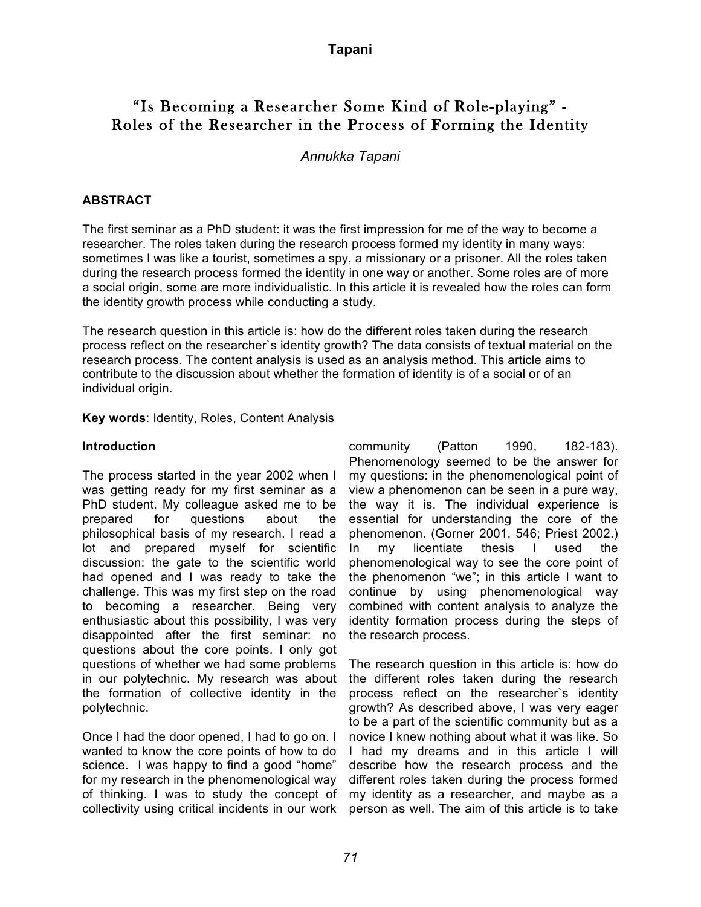# "Is Becoming a Researcher Some Kind of Role-playing" - Roles of the Researcher in the Process of Forming the Identity

*Annukka Tapani*

## ABSTRACT

The first seminar as a PhD student: it was the first impression for me of the way to become a researcher. The roles taken during the research process formed my identity in many ways: sometimes I was like a tourist, sometimes a spy, a missionary or a prisoner. All the roles taken during the research process formed the identity in one way or another. Some roles are of more a social origin, some are more individualistic. In this article it is revealed how the roles can form the identity growth process while conducting a study.

The research question in this article is: how do the different roles taken during the research process reflect on the researcher`s identity growth? The data consists of textual material on the research process. The content analysis is used as an analysis method. This article aims to contribute to the discussion about whether the formation of identity is of a social or of an individual origin.

**Key words**: Identity, Roles, Content Analysis

## Introduction

The process started in the year 2002 when I was getting ready for my first seminar as a PhD student. My colleague asked me to be prepared for questions about the philosophical basis of my research. I read a lot and prepared myself for scientific discussion: the gate to the scientific world had opened and I was ready to take the challenge. This was my first step on the road to becoming a researcher. Being very enthusiastic about this possibility, I was very disappointed after the first seminar: no questions about the core points. I only got questions of whether we had some problems in our polytechnic. My research was about the formation of collective identity in the polytechnic.

Once I had the door opened, I had to go on. I wanted to know the core points of how to do science. I was happy to find a good "home" for my research in the phenomenological way of thinking. I was to study the concept of collectivity using critical incidents in our work community (Patton 1990, 182-183). Phenomenology seemed to be the answer for my questions: in the phenomenological point of view a phenomenon can be seen in a pure way, the way it is. The individual experience is essential for understanding the core of the phenomenon. (Gorner 2001, 546; Priest 2002.) In my licentiate thesis I used the phenomenological way to see the core point of the phenomenon "we"; in this article I want to continue by using phenomenological way combined with content analysis to analyze the identity formation process during the steps of the research process.

The research question in this article is: how do the different roles taken during the research process reflect on the researcher`s identity growth? As described above, I was very eager to be a part of the scientific community but as a novice I knew nothing about what it was like. So I had my dreams and in this article I will describe how the research process and the different roles taken during the process formed my identity as a researcher, and maybe as a person as well. The aim of this article is to take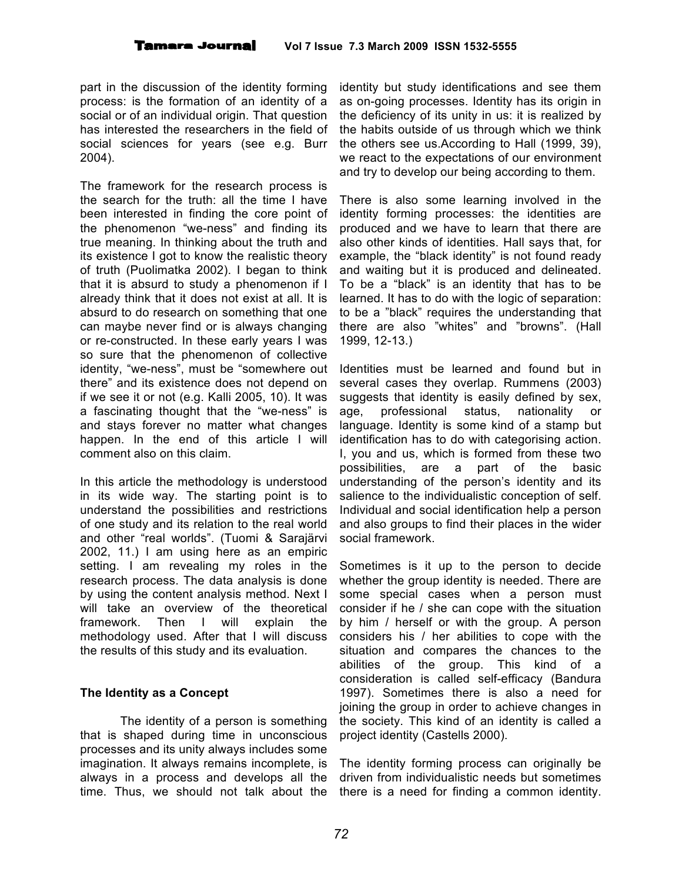part in the discussion of the identity forming process: is the formation of an identity of a social or of an individual origin. That question has interested the researchers in the field of social sciences for years (see e.g. Burr 2004).

The framework for the research process is the search for the truth: all the time I have been interested in finding the core point of the phenomenon "we-ness" and finding its true meaning. In thinking about the truth and its existence I got to know the realistic theory of truth (Puolimatka 2002). I began to think that it is absurd to study a phenomenon if I already think that it does not exist at all. It is absurd to do research on something that one can maybe never find or is always changing or re-constructed. In these early years I was so sure that the phenomenon of collective identity, "we-ness", must be "somewhere out there" and its existence does not depend on if we see it or not (e.g. Kalli 2005, 10). It was a fascinating thought that the "we-ness" is and stays forever no matter what changes happen. In the end of this article I will comment also on this claim.

In this article the methodology is understood in its wide way. The starting point is to understand the possibilities and restrictions of one study and its relation to the real world and other "real worlds". (Tuomi & Sarajärvi 2002, 11.) I am using here as an empiric setting. I am revealing my roles in the research process. The data analysis is done by using the content analysis method. Next I will take an overview of the theoretical framework. Then I will explain the methodology used. After that I will discuss the results of this study and its evaluation.

## The Identity as a Concept

The identity of a person is something that is shaped during time in unconscious processes and its unity always includes some imagination. It always remains incomplete, is always in a process and develops all the time. Thus, we should not talk about the identity but study identifications and see them as on-going processes. Identity has its origin in the deficiency of its unity in us: it is realized by the habits outside of us through which we think the others see us.According to Hall (1999, 39), we react to the expectations of our environment and try to develop our being according to them.

There is also some learning involved in the identity forming processes: the identities are produced and we have to learn that there are also other kinds of identities. Hall says that, for example, the "black identity" is not found ready and waiting but it is produced and delineated. To be a "black" is an identity that has to be learned. It has to do with the logic of separation: to be a "black" requires the understanding that there are also "whites" and "browns". (Hall 1999, 12-13.)

Identities must be learned and found but in several cases they overlap. Rummens (2003) suggests that identity is easily defined by sex, age, professional status, nationality or language. Identity is some kind of a stamp but identification has to do with categorising action. I, you and us, which is formed from these two possibilities, are a part of the basic understanding of the person's identity and its salience to the individualistic conception of self. Individual and social identification help a person and also groups to find their places in the wider social framework.

Sometimes is it up to the person to decide whether the group identity is needed. There are some special cases when a person must consider if he / she can cope with the situation by him / herself or with the group. A person considers his / her abilities to cope with the situation and compares the chances to the abilities of the group. This kind of a consideration is called self-efficacy (Bandura 1997). Sometimes there is also a need for joining the group in order to achieve changes in the society. This kind of an identity is called a project identity (Castells 2000).

The identity forming process can originally be driven from individualistic needs but sometimes there is a need for finding a common identity.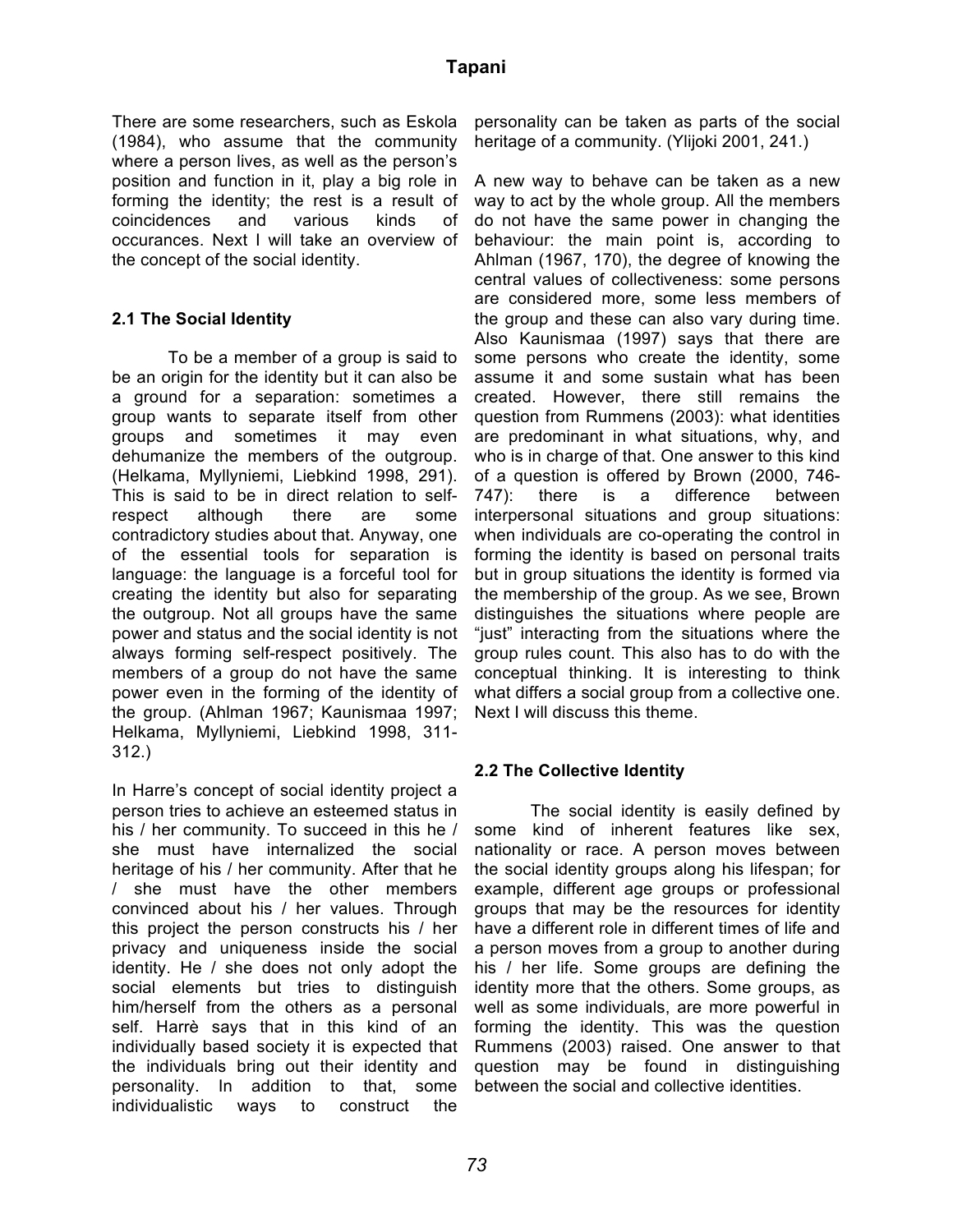There are some researchers, such as Eskola (1984), who assume that the community where a person lives, as well as the person's position and function in it, play a big role in forming the identity; the rest is a result of coincidences and various kinds of occurances. Next I will take an overview of the concept of the social identity.

### 2.1 The Social Identity

To be a member of a group is said to be an origin for the identity but it can also be a ground for a separation: sometimes a group wants to separate itself from other groups and sometimes it may even dehumanize the members of the outgroup. (Helkama, Myllyniemi, Liebkind 1998, 291). This is said to be in direct relation to self-respect although there are some contradictory studies about that. Anyway, one of the essential tools for separation is language: the language is a forceful tool for creating the identity but also for separating the outgroup. Not all groups have the same power and status and the social identity is not always forming self-respect positively. The members of a group do not have the same power even in the forming of the identity of the group. (Ahlman 1967; Kaunismaa 1997; Helkama, Myllyniemi, Liebkind 1998, 311-312.)

In Harre's concept of social identity project a person tries to achieve an esteemed status in his / her community. To succeed in this he / she must have internalized the social heritage of his / her community. After that he / she must have the other members convinced about his / her values. Through this project the person constructs his / her privacy and uniqueness inside the social identity. He / she does not only adopt the social elements but tries to distinguish him/herself from the others as a personal self. Harrè says that in this kind of an individually based society it is expected that the individuals bring out their identity and personality. In addition to that, some individualistic ways to construct the personality can be taken as parts of the social heritage of a community. (Ylijoki 2001, 241.)

A new way to behave can be taken as a new way to act by the whole group. All the members do not have the same power in changing the behaviour: the main point is, according to Ahlman (1967, 170), the degree of knowing the central values of collectiveness: some persons are considered more, some less members of the group and these can also vary during time. Also Kaunismaa (1997) says that there are some persons who create the identity, some assume it and some sustain what has been created. However, there still remains the question from Rummens (2003): what identities are predominant in what situations, why, and who is in charge of that. One answer to this kind of a question is offered by Brown (2000, 746-747): there is a difference between interpersonal situations and group situations: when individuals are co-operating the control in forming the identity is based on personal traits but in group situations the identity is formed via the membership of the group. As we see, Brown distinguishes the situations where people are "just" interacting from the situations where the group rules count. This also has to do with the conceptual thinking. It is interesting to think what differs a social group from a collective one. Next I will discuss this theme.

### 2.2 The Collective Identity

The social identity is easily defined by some kind of inherent features like sex, nationality or race. A person moves between the social identity groups along his lifespan; for example, different age groups or professional groups that may be the resources for identity have a different role in different times of life and a person moves from a group to another during his / her life. Some groups are defining the identity more that the others. Some groups, as well as some individuals, are more powerful in forming the identity. This was the question Rummens (2003) raised. One answer to that question may be found in distinguishing between the social and collective identities.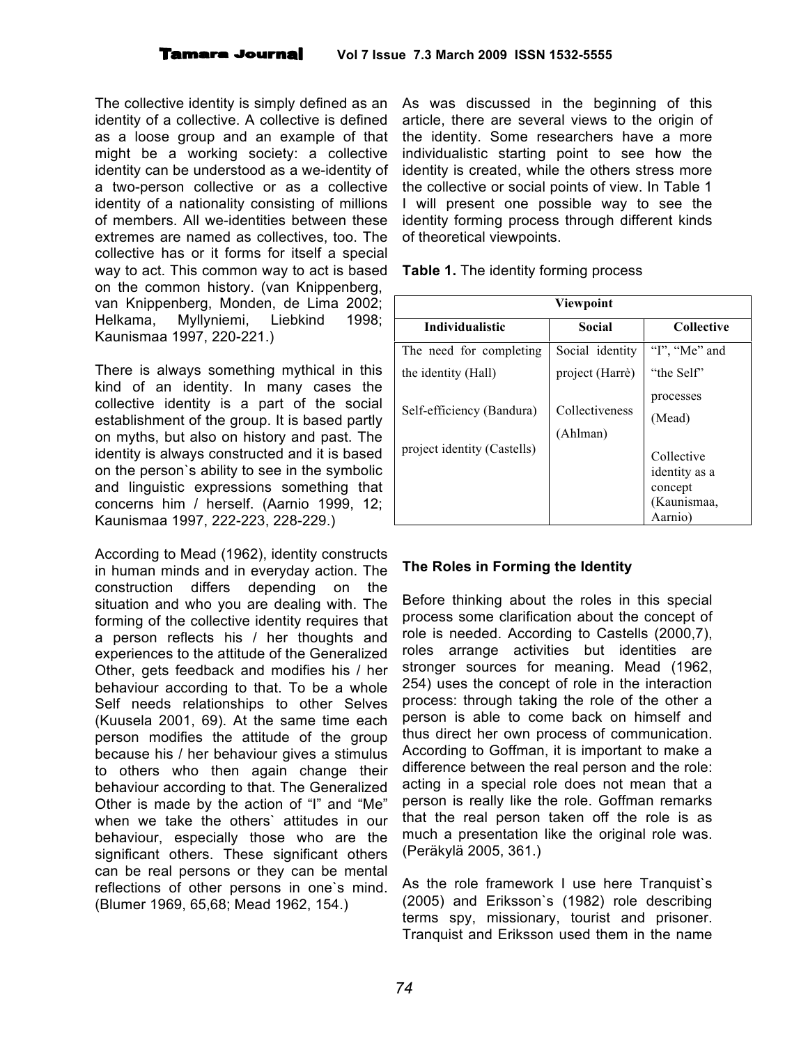The collective identity is simply defined as an identity of a collective. A collective is defined as a loose group and an example of that might be a working society: a collective identity can be understood as a we-identity of a two-person collective or as a collective identity of a nationality consisting of millions of members. All we-identities between these extremes are named as collectives, too. The collective has or it forms for itself a special way to act. This common way to act is based on the common history. (van Knippenberg, van Knippenberg, Monden, de Lima 2002; Helkama, Myllyniemi, Liebkind 1998; Kaunismaa 1997, 220-221.)

There is always something mythical in this kind of an identity. In many cases the collective identity is a part of the social establishment of the group. It is based partly on myths, but also on history and past. The identity is always constructed and it is based on the person`s ability to see in the symbolic and linguistic expressions something that concerns him / herself. (Aarnio 1999, 12; Kaunismaa 1997, 222-223, 228-229.)

According to Mead (1962), identity constructs in human minds and in everyday action. The construction differs depending on the situation and who you are dealing with. The forming of the collective identity requires that a person reflects his / her thoughts and experiences to the attitude of the Generalized Other, gets feedback and modifies his / her behaviour according to that. To be a whole Self needs relationships to other Selves (Kuusela 2001, 69). At the same time each person modifies the attitude of the group because his / her behaviour gives a stimulus to others who then again change their behaviour according to that. The Generalized Other is made by the action of "I" and "Me" when we take the others` attitudes in our behaviour, especially those who are the significant others. These significant others can be real persons or they can be mental reflections of other persons in one`s mind. (Blumer 1969, 65,68; Mead 1962, 154.)

As was discussed in the beginning of this article, there are several views to the origin of the identity. Some researchers have a more individualistic starting point to see how the identity is created, while the others stress more the collective or social points of view. In Table 1 I will present one possible way to see the identity forming process through different kinds of theoretical viewpoints.

**Table 1.** The identity forming process

| Viewpoint | | |
|---|---|---|
| **Individualistic** | **Social** | **Collective** |
| The need for completing the identity (Hall)<br><br>Self-efficiency (Bandura)<br><br>project identity (Castells) | Social identity project (Harrè)<br><br>Collectiveness (Ahlman) | "I", "Me" and "the Self" processes (Mead)<br><br>Collective identity as a concept (Kaunismaa, Aarnio) |

## The Roles in Forming the Identity

Before thinking about the roles in this special process some clarification about the concept of role is needed. According to Castells (2000,7), roles arrange activities but identities are stronger sources for meaning. Mead (1962, 254) uses the concept of role in the interaction process: through taking the role of the other a person is able to come back on himself and thus direct her own process of communication. According to Goffman, it is important to make a difference between the real person and the role: acting in a special role does not mean that a person is really like the role. Goffman remarks that the real person taken off the role is as much a presentation like the original role was. (Peräkylä 2005, 361.)

As the role framework I use here Tranquist`s (2005) and Eriksson`s (1982) role describing terms spy, missionary, tourist and prisoner. Tranquist and Eriksson used them in the name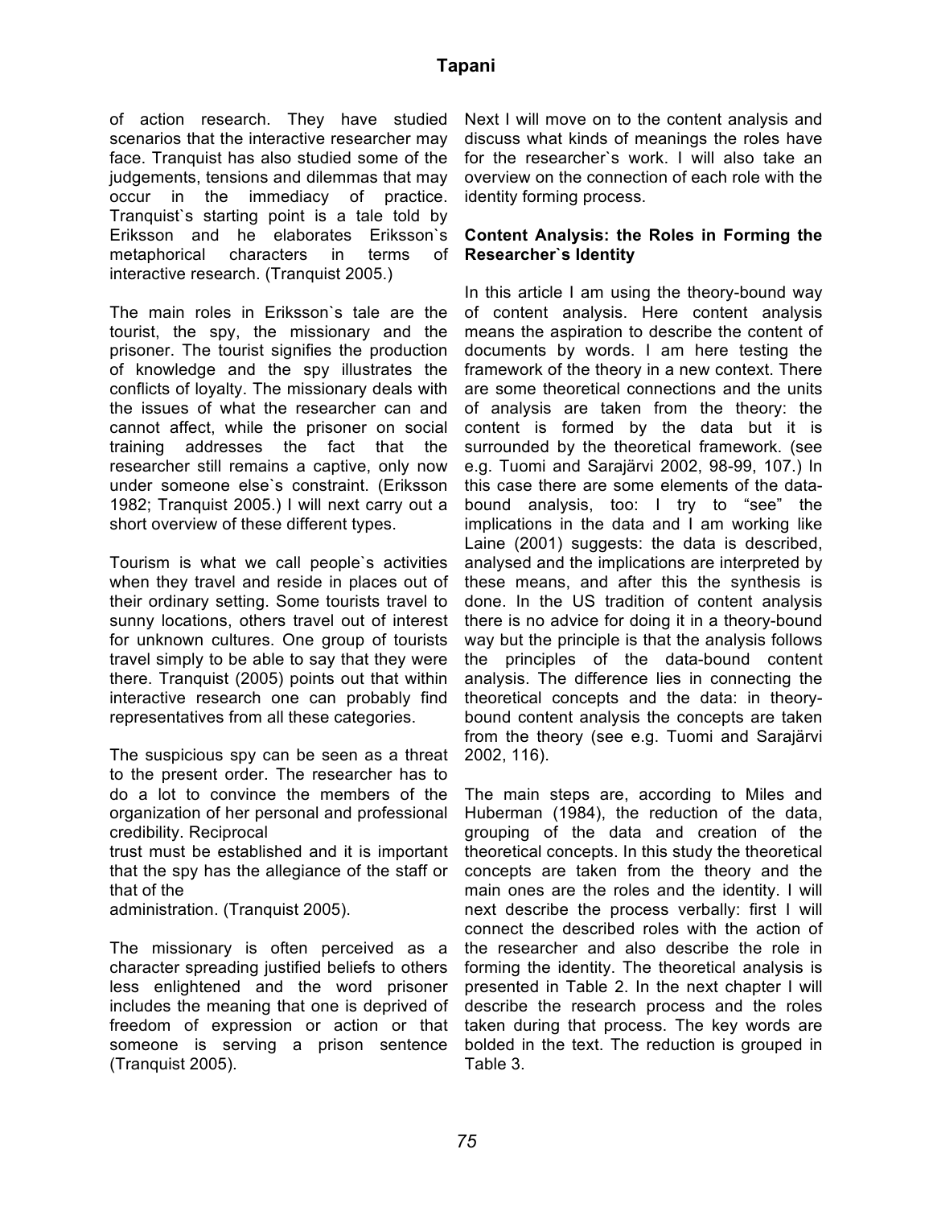of action research. They have studied scenarios that the interactive researcher may face. Tranquist has also studied some of the judgements, tensions and dilemmas that may occur in the immediacy of practice. Tranquist`s starting point is a tale told by Eriksson and he elaborates Eriksson`s metaphorical characters in terms of interactive research. (Tranquist 2005.)

The main roles in Eriksson`s tale are the tourist, the spy, the missionary and the prisoner. The tourist signifies the production of knowledge and the spy illustrates the conflicts of loyalty. The missionary deals with the issues of what the researcher can and cannot affect, while the prisoner on social training addresses the fact that the researcher still remains a captive, only now under someone else`s constraint. (Eriksson 1982; Tranquist 2005.) I will next carry out a short overview of these different types.

Tourism is what we call people`s activities when they travel and reside in places out of their ordinary setting. Some tourists travel to sunny locations, others travel out of interest for unknown cultures. One group of tourists travel simply to be able to say that they were there. Tranquist (2005) points out that within interactive research one can probably find representatives from all these categories.

The suspicious spy can be seen as a threat to the present order. The researcher has to do a lot to convince the members of the organization of her personal and professional credibility. Reciprocal trust must be established and it is important that the spy has the allegiance of the staff or that of the administration. (Tranquist 2005).

The missionary is often perceived as a character spreading justified beliefs to others less enlightened and the word prisoner includes the meaning that one is deprived of freedom of expression or action or that someone is serving a prison sentence (Tranquist 2005).

Next I will move on to the content analysis and discuss what kinds of meanings the roles have for the researcher`s work. I will also take an overview on the connection of each role with the identity forming process.

## Content Analysis: the Roles in Forming the Researcher`s Identity

In this article I am using the theory-bound way of content analysis. Here content analysis means the aspiration to describe the content of documents by words. I am here testing the framework of the theory in a new context. There are some theoretical connections and the units of analysis are taken from the theory: the content is formed by the data but it is surrounded by the theoretical framework. (see e.g. Tuomi and Sarajärvi 2002, 98-99, 107.) In this case there are some elements of the data-bound analysis, too: I try to "see" the implications in the data and I am working like Laine (2001) suggests: the data is described, analysed and the implications are interpreted by these means, and after this the synthesis is done. In the US tradition of content analysis there is no advice for doing it in a theory-bound way but the principle is that the analysis follows the principles of the data-bound content analysis. The difference lies in connecting the theoretical concepts and the data: in theory-bound content analysis the concepts are taken from the theory (see e.g. Tuomi and Sarajärvi 2002, 116).

The main steps are, according to Miles and Huberman (1984), the reduction of the data, grouping of the data and creation of the theoretical concepts. In this study the theoretical concepts are taken from the theory and the main ones are the roles and the identity. I will next describe the process verbally: first I will connect the described roles with the action of the researcher and also describe the role in forming the identity. The theoretical analysis is presented in Table 2. In the next chapter I will describe the research process and the roles taken during that process. The key words are bolded in the text. The reduction is grouped in Table 3.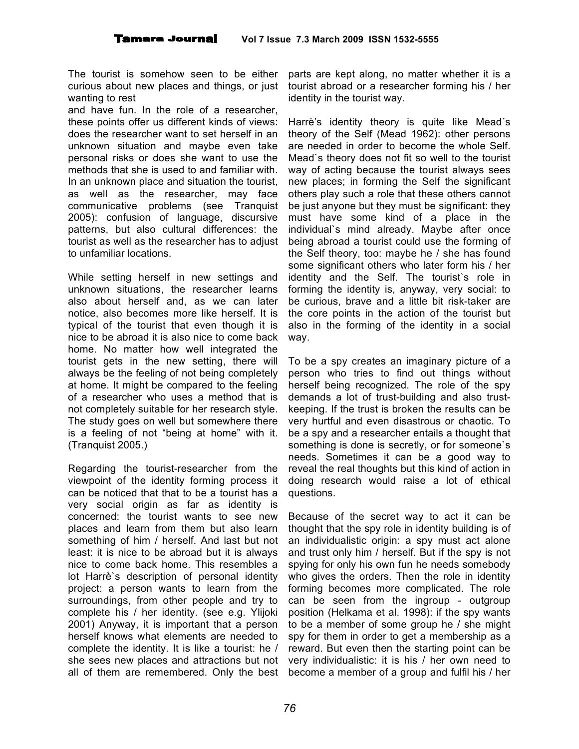The tourist is somehow seen to be either curious about new places and things, or just wanting to rest

and have fun. In the role of a researcher, these points offer us different kinds of views: does the researcher want to set herself in an unknown situation and maybe even take personal risks or does she want to use the methods that she is used to and familiar with. In an unknown place and situation the tourist, as well as the researcher, may face communicative problems (see Tranquist 2005): confusion of language, discursive patterns, but also cultural differences: the tourist as well as the researcher has to adjust to unfamiliar locations.

While setting herself in new settings and unknown situations, the researcher learns also about herself and, as we can later notice, also becomes more like herself. It is typical of the tourist that even though it is nice to be abroad it is also nice to come back home. No matter how well integrated the tourist gets in the new setting, there will always be the feeling of not being completely at home. It might be compared to the feeling of a researcher who uses a method that is not completely suitable for her research style. The study goes on well but somewhere there is a feeling of not "being at home" with it. (Tranquist 2005.)

Regarding the tourist-researcher from the viewpoint of the identity forming process it can be noticed that that to be a tourist has a very social origin as far as identity is concerned: the tourist wants to see new places and learn from them but also learn something of him / herself. And last but not least: it is nice to be abroad but it is always nice to come back home. This resembles a lot Harrè`s description of personal identity project: a person wants to learn from the surroundings, from other people and try to complete his / her identity. (see e.g. Ylijoki 2001) Anyway, it is important that a person herself knows what elements are needed to complete the identity. It is like a tourist: he / she sees new places and attractions but not all of them are remembered. Only the best parts are kept along, no matter whether it is a tourist abroad or a researcher forming his / her identity in the tourist way.

Harrè's identity theory is quite like Mead´s theory of the Self (Mead 1962): other persons are needed in order to become the whole Self. Mead`s theory does not fit so well to the tourist way of acting because the tourist always sees new places; in forming the Self the significant others play such a role that these others cannot be just anyone but they must be significant: they must have some kind of a place in the individual`s mind already. Maybe after once being abroad a tourist could use the forming of the Self theory, too: maybe he / she has found some significant others who later form his / her identity and the Self. The tourist`s role in forming the identity is, anyway, very social: to be curious, brave and a little bit risk-taker are the core points in the action of the tourist but also in the forming of the identity in a social way.

To be a spy creates an imaginary picture of a person who tries to find out things without herself being recognized. The role of the spy demands a lot of trust-building and also trust-keeping. If the trust is broken the results can be very hurtful and even disastrous or chaotic. To be a spy and a researcher entails a thought that something is done is secretly, or for someone`s needs. Sometimes it can be a good way to reveal the real thoughts but this kind of action in doing research would raise a lot of ethical questions.

Because of the secret way to act it can be thought that the spy role in identity building is of an individualistic origin: a spy must act alone and trust only him / herself. But if the spy is not spying for only his own fun he needs somebody who gives the orders. Then the role in identity forming becomes more complicated. The role can be seen from the ingroup - outgroup position (Helkama et al. 1998): if the spy wants to be a member of some group he / she might spy for them in order to get a membership as a reward. But even then the starting point can be very individualistic: it is his / her own need to become a member of a group and fulfil his / her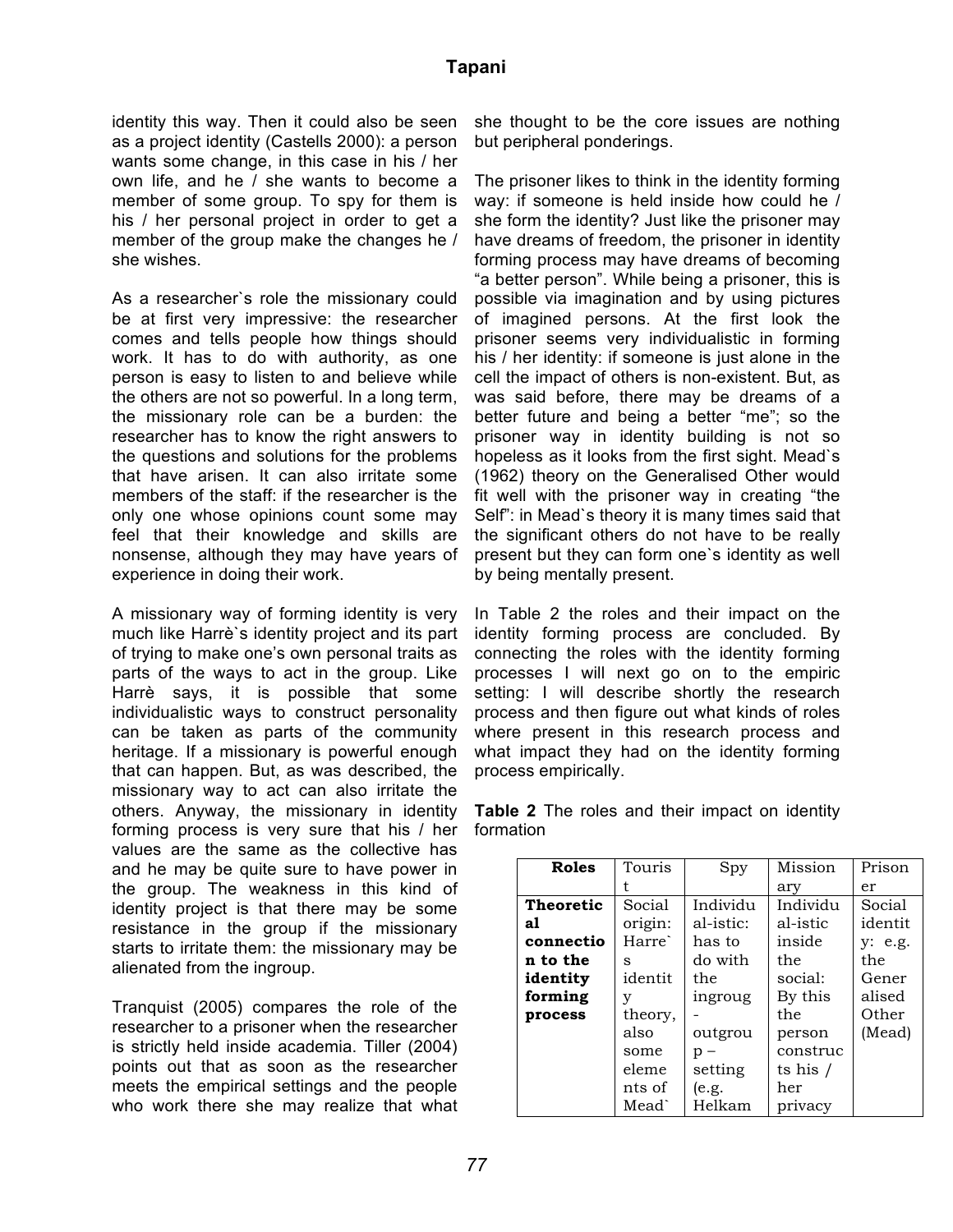identity this way. Then it could also be seen as a project identity (Castells 2000): a person wants some change, in this case in his / her own life, and he / she wants to become a member of some group. To spy for them is his / her personal project in order to get a member of the group make the changes he / she wishes.

As a researcher`s role the missionary could be at first very impressive: the researcher comes and tells people how things should work. It has to do with authority, as one person is easy to listen to and believe while the others are not so powerful. In a long term, the missionary role can be a burden: the researcher has to know the right answers to the questions and solutions for the problems that have arisen. It can also irritate some members of the staff: if the researcher is the only one whose opinions count some may feel that their knowledge and skills are nonsense, although they may have years of experience in doing their work.

A missionary way of forming identity is very much like Harrè`s identity project and its part of trying to make one's own personal traits as parts of the ways to act in the group. Like Harrè says, it is possible that some individualistic ways to construct personality can be taken as parts of the community heritage. If a missionary is powerful enough that can happen. But, as was described, the missionary way to act can also irritate the others. Anyway, the missionary in identity forming process is very sure that his / her values are the same as the collective has and he may be quite sure to have power in the group. The weakness in this kind of identity project is that there may be some resistance in the group if the missionary starts to irritate them: the missionary may be alienated from the ingroup.

Tranquist (2005) compares the role of the researcher to a prisoner when the researcher is strictly held inside academia. Tiller (2004) points out that as soon as the researcher meets the empirical settings and the people who work there she may realize that what she thought to be the core issues are nothing but peripheral ponderings.

The prisoner likes to think in the identity forming way: if someone is held inside how could he / she form the identity? Just like the prisoner may have dreams of freedom, the prisoner in identity forming process may have dreams of becoming "a better person". While being a prisoner, this is possible via imagination and by using pictures of imagined persons. At the first look the prisoner seems very individualistic in forming his / her identity: if someone is just alone in the cell the impact of others is non-existent. But, as was said before, there may be dreams of a better future and being a better "me"; so the prisoner way in identity building is not so hopeless as it looks from the first sight. Mead`s (1962) theory on the Generalised Other would fit well with the prisoner way in creating "the Self": in Mead`s theory it is many times said that the significant others do not have to be really present but they can form one`s identity as well by being mentally present.

In Table 2 the roles and their impact on the identity forming process are concluded. By connecting the roles with the identity forming processes I will next go on to the empiric setting: I will describe shortly the research process and then figure out what kinds of roles where present in this research process and what impact they had on the identity forming process empirically.

**Table 2** The roles and their impact on identity formation

| **Roles** | Tourist | Spy | Missionary | Prisoner |
|---|---|---|---|---|
| **Theoretical connection to the identity forming process** | Social origin: Harre`s identity theory, also some elements of Mead` | Individu al-istic: has to do with the ingroup - outgroup – setting (e.g. Helkam | Individual-istic inside the social: By this the person constructs his / her privacy | Social identity: e.g. the Generalised Other (Mead) |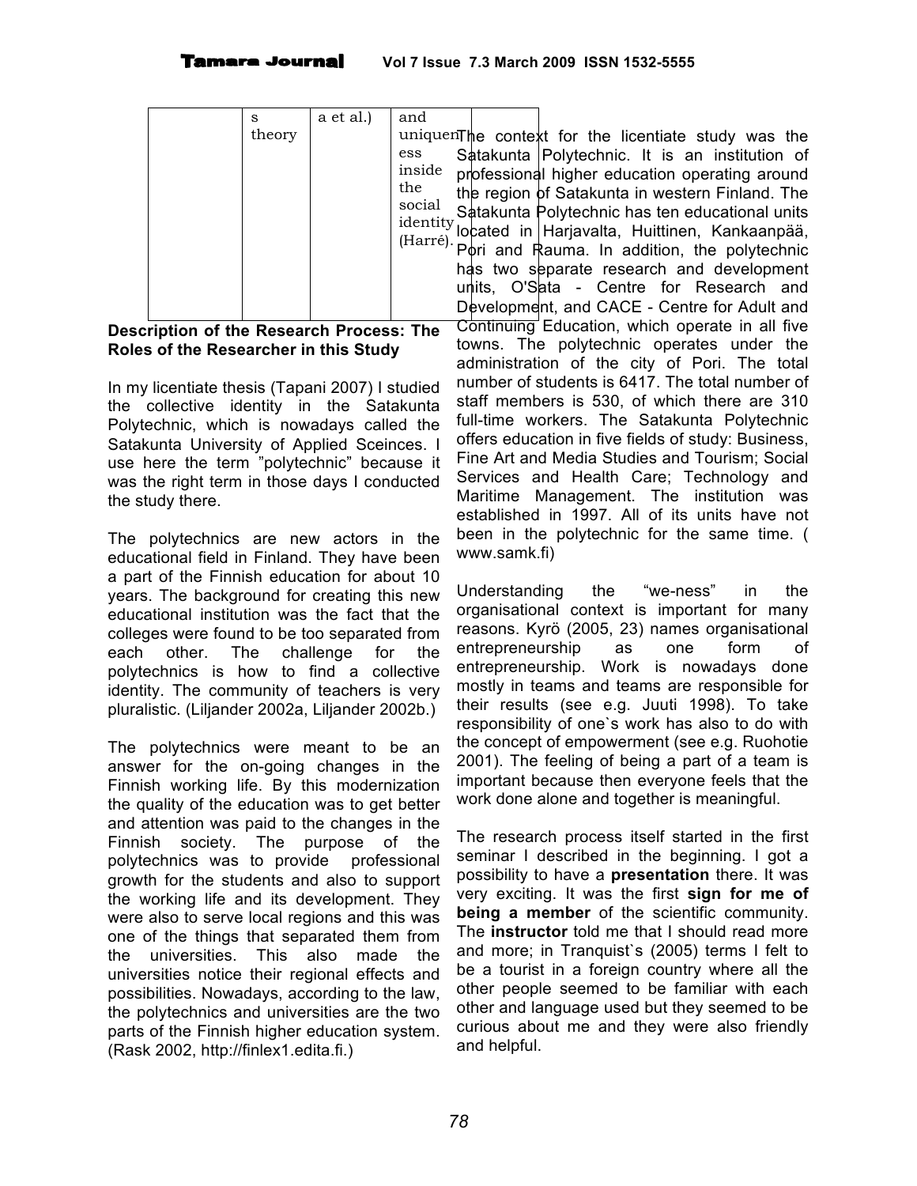|  | s theory | a et al.) | and uniqueness inside the social identity (Harré). |  |
|---|---|---|---|---|

## Description of the Research Process: The Roles of the Researcher in this Study

In my licentiate thesis (Tapani 2007) I studied the collective identity in the Satakunta Polytechnic, which is nowadays called the Satakunta University of Applied Sceinces. I use here the term "polytechnic" because it was the right term in those days I conducted the study there.

The polytechnics are new actors in the educational field in Finland. They have been a part of the Finnish education for about 10 years. The background for creating this new educational institution was the fact that the colleges were found to be too separated from each other. The challenge for the polytechnics is how to find a collective identity. The community of teachers is very pluralistic. (Liljander 2002a, Liljander 2002b.)

The polytechnics were meant to be an answer for the on-going changes in the Finnish working life. By this modernization the quality of the education was to get better and attention was paid to the changes in the Finnish society. The purpose of the polytechnics was to provide professional growth for the students and also to support the working life and its development. They were also to serve local regions and this was one of the things that separated them from the universities. This also made the universities notice their regional effects and possibilities. Nowadays, according to the law, the polytechnics and universities are the two parts of the Finnish higher education system. (Rask 2002, http://finlex1.edita.fi.)

The context for the licentiate study was the Satakunta Polytechnic. It is an institution of professional higher education operating around the region of Satakunta in western Finland. The Satakunta Polytechnic has ten educational units located in Harjavalta, Huittinen, Kankaanpää, Pori and Rauma. In addition, the polytechnic has two separate research and development units, O'Sata - Centre for Research and Development, and CACE - Centre for Adult and Continuing Education, which operate in all five towns. The polytechnic operates under the administration of the city of Pori. The total number of students is 6417. The total number of staff members is 530, of which there are 310 full-time workers. The Satakunta Polytechnic offers education in five fields of study: Business, Fine Art and Media Studies and Tourism; Social Services and Health Care; Technology and Maritime Management. The institution was established in 1997. All of its units have not been in the polytechnic for the same time. ( www.samk.fi)

Understanding the "we-ness" in the organisational context is important for many reasons. Kyrö (2005, 23) names organisational entrepreneurship as one form of entrepreneurship. Work is nowadays done mostly in teams and teams are responsible for their results (see e.g. Juuti 1998). To take responsibility of one`s work has also to do with the concept of empowerment (see e.g. Ruohotie 2001). The feeling of being a part of a team is important because then everyone feels that the work done alone and together is meaningful.

The research process itself started in the first seminar I described in the beginning. I got a possibility to have a **presentation** there. It was very exciting. It was the first **sign for me of being a member** of the scientific community. The **instructor** told me that I should read more and more; in Tranquist`s (2005) terms I felt to be a tourist in a foreign country where all the other people seemed to be familiar with each other and language used but they seemed to be curious about me and they were also friendly and helpful.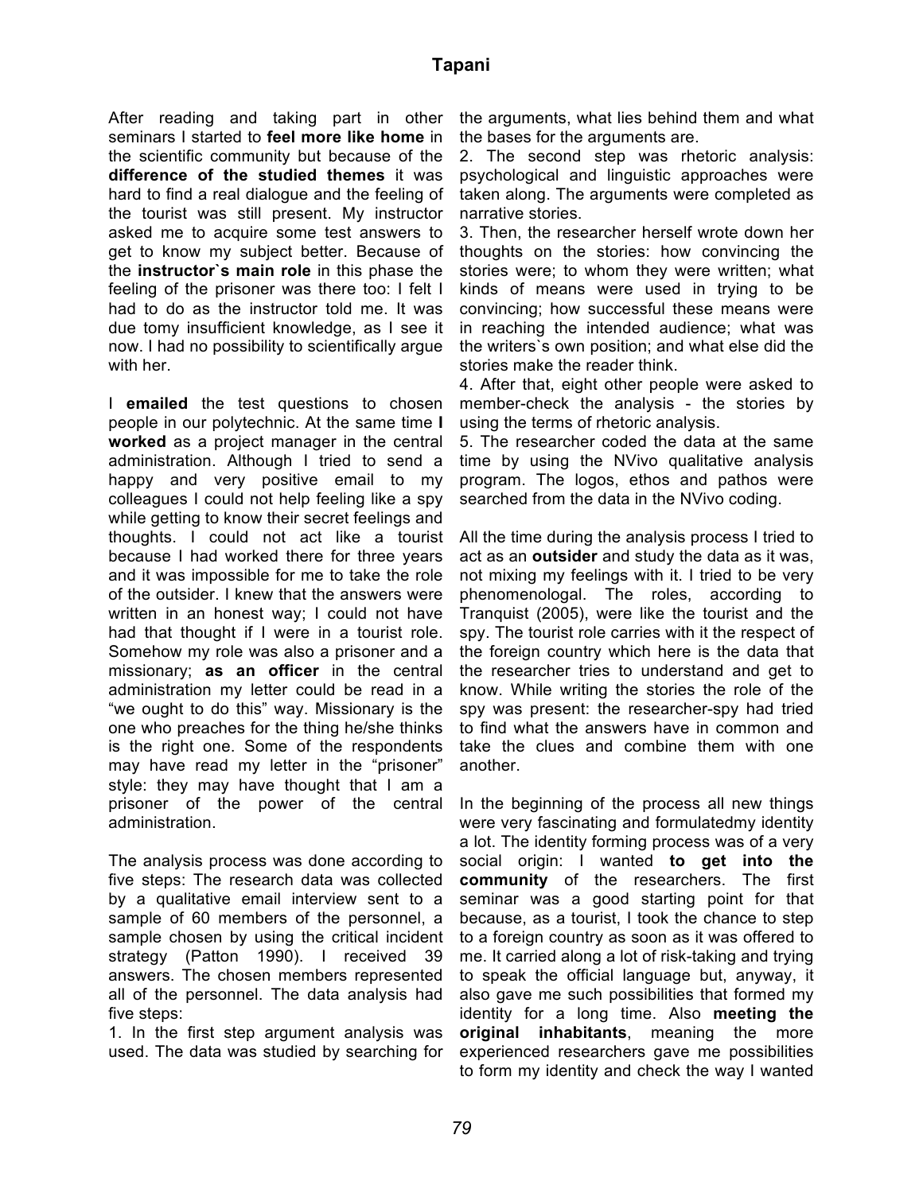After reading and taking part in other seminars I started to **feel more like home** in the scientific community but because of the **difference of the studied themes** it was hard to find a real dialogue and the feeling of the tourist was still present. My instructor asked me to acquire some test answers to get to know my subject better. Because of the **instructor`s main role** in this phase the feeling of the prisoner was there too: I felt I had to do as the instructor told me. It was due tomy insufficient knowledge, as I see it now. I had no possibility to scientifically argue with her.

I **emailed** the test questions to chosen people in our polytechnic. At the same time **I worked** as a project manager in the central administration. Although I tried to send a happy and very positive email to my colleagues I could not help feeling like a spy while getting to know their secret feelings and thoughts. I could not act like a tourist because I had worked there for three years and it was impossible for me to take the role of the outsider. I knew that the answers were written in an honest way; I could not have had that thought if I were in a tourist role. Somehow my role was also a prisoner and a missionary; **as an officer** in the central administration my letter could be read in a "we ought to do this" way. Missionary is the one who preaches for the thing he/she thinks is the right one. Some of the respondents may have read my letter in the "prisoner" style: they may have thought that I am a prisoner of the power of the central administration.

The analysis process was done according to five steps: The research data was collected by a qualitative email interview sent to a sample of 60 members of the personnel, a sample chosen by using the critical incident strategy (Patton 1990). I received 39 answers. The chosen members represented all of the personnel. The data analysis had five steps:

1. In the first step argument analysis was used. The data was studied by searching for the arguments, what lies behind them and what the bases for the arguments are.
2. The second step was rhetoric analysis: psychological and linguistic approaches were taken along. The arguments were completed as narrative stories.
3. Then, the researcher herself wrote down her thoughts on the stories: how convincing the stories were; to whom they were written; what kinds of means were used in trying to be convincing; how successful these means were in reaching the intended audience; what was the writers`s own position; and what else did the stories make the reader think.
4. After that, eight other people were asked to member-check the analysis - the stories by using the terms of rhetoric analysis.
5. The researcher coded the data at the same time by using the NVivo qualitative analysis program. The logos, ethos and pathos were searched from the data in the NVivo coding.

All the time during the analysis process I tried to act as an **outsider** and study the data as it was, not mixing my feelings with it. I tried to be very phenomenologal. The roles, according to Tranquist (2005), were like the tourist and the spy. The tourist role carries with it the respect of the foreign country which here is the data that the researcher tries to understand and get to know. While writing the stories the role of the spy was present: the researcher-spy had tried to find what the answers have in common and take the clues and combine them with one another.

In the beginning of the process all new things were very fascinating and formulatedmy identity a lot. The identity forming process was of a very social origin: I wanted **to get into the community** of the researchers. The first seminar was a good starting point for that because, as a tourist, I took the chance to step to a foreign country as soon as it was offered to me. It carried along a lot of risk-taking and trying to speak the official language but, anyway, it also gave me such possibilities that formed my identity for a long time. Also **meeting the original inhabitants**, meaning the more experienced researchers gave me possibilities to form my identity and check the way I wanted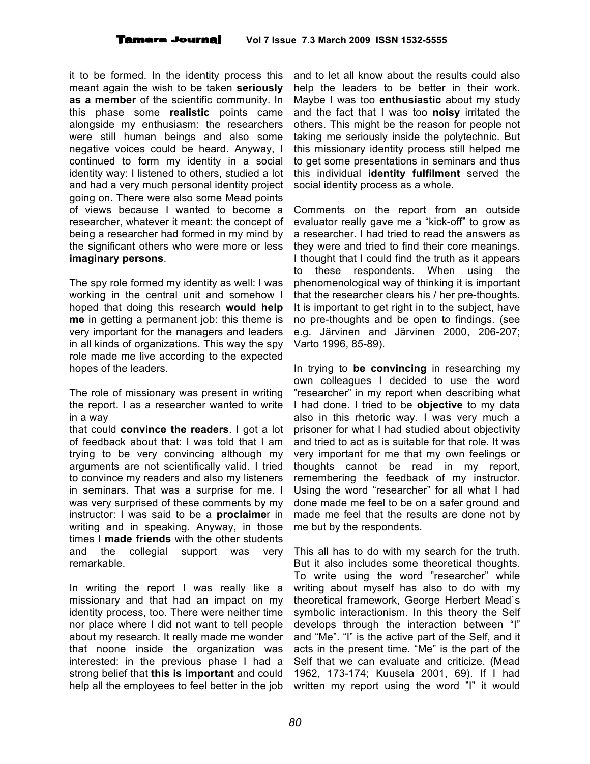it to be formed. In the identity process this meant again the wish to be taken **seriously as a member** of the scientific community. In this phase some **realistic** points came alongside my enthusiasm: the researchers were still human beings and also some negative voices could be heard. Anyway, I continued to form my identity in a social identity way: I listened to others, studied a lot and had a very much personal identity project going on. There were also some Mead points of views because I wanted to become a researcher, whatever it meant: the concept of being a researcher had formed in my mind by the significant others who were more or less **imaginary persons**.

The spy role formed my identity as well: I was working in the central unit and somehow I hoped that doing this research **would help me** in getting a permanent job: this theme is very important for the managers and leaders in all kinds of organizations. This way the spy role made me live according to the expected hopes of the leaders.

The role of missionary was present in writing the report. I as a researcher wanted to write in a way that could **convince the readers**. I got a lot of feedback about that: I was told that I am trying to be very convincing although my arguments are not scientifically valid. I tried to convince my readers and also my listeners in seminars. That was a surprise for me. I was very surprised of these comments by my instructor: I was said to be a **proclaime**r in writing and in speaking. Anyway, in those times I **made friends** with the other students and the collegial support was very remarkable.

In writing the report I was really like a missionary and that had an impact on my identity process, too. There were neither time nor place where I did not want to tell people about my research. It really made me wonder that noone inside the organization was interested: in the previous phase I had a strong belief that **this is important** and could help all the employees to feel better in the job and to let all know about the results could also help the leaders to be better in their work. Maybe I was too **enthusiastic** about my study and the fact that I was too **noisy** irritated the others. This might be the reason for people not taking me seriously inside the polytechnic. But this missionary identity process still helped me to get some presentations in seminars and thus this individual **identity fulfilment** served the social identity process as a whole.

Comments on the report from an outside evaluator really gave me a "kick-off" to grow as a researcher. I had tried to read the answers as they were and tried to find their core meanings. I thought that I could find the truth as it appears to these respondents. When using the phenomenological way of thinking it is important that the researcher clears his / her pre-thoughts. It is important to get right in to the subject, have no pre-thoughts and be open to findings. (see e.g. Järvinen and Järvinen 2000, 206-207; Varto 1996, 85-89).

In trying to **be convincing** in researching my own colleagues I decided to use the word "researcher" in my report when describing what I had done. I tried to be **objective** to my data also in this rhetoric way. I was very much a prisoner for what I had studied about objectivity and tried to act as is suitable for that role. It was very important for me that my own feelings or thoughts cannot be read in my report, remembering the feedback of my instructor. Using the word "researcher" for all what I had done made me feel to be on a safer ground and made me feel that the results are done not by me but by the respondents.

This all has to do with my search for the truth. But it also includes some theoretical thoughts. To write using the word "researcher" while writing about myself has also to do with my theoretical framework, George Herbert Mead`s symbolic interactionism. In this theory the Self develops through the interaction between "I" and "Me". "I" is the active part of the Self, and it acts in the present time. "Me" is the part of the Self that we can evaluate and criticize. (Mead 1962, 173-174; Kuusela 2001, 69). If I had written my report using the word "I" it would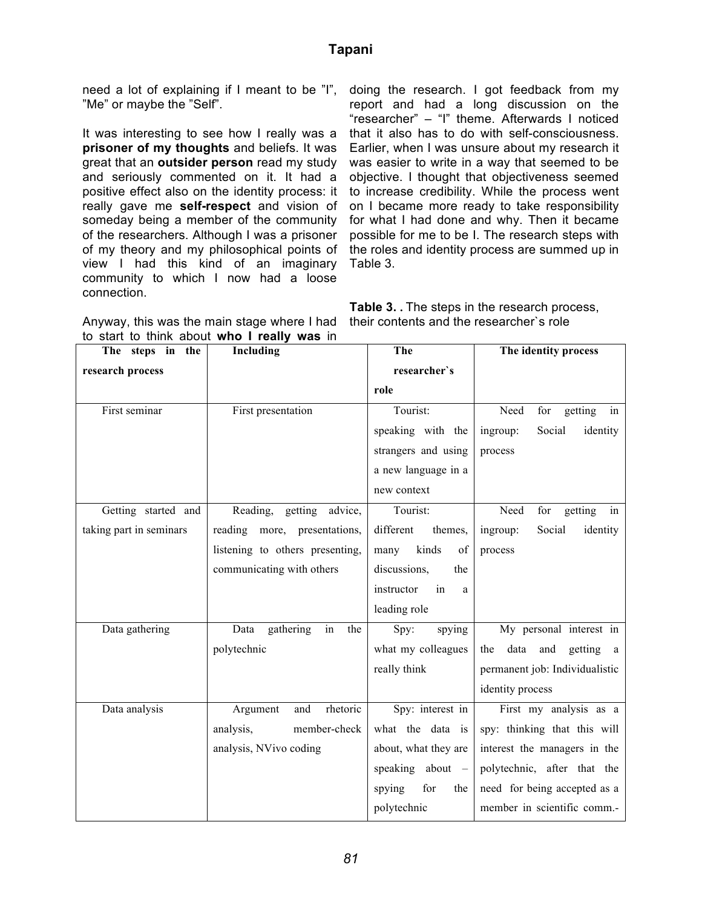need a lot of explaining if I meant to be "I", "Me" or maybe the "Self".

It was interesting to see how I really was a **prisoner of my thoughts** and beliefs. It was great that an **outsider person** read my study and seriously commented on it. It had a positive effect also on the identity process: it really gave me **self-respect** and vision of someday being a member of the community of the researchers. Although I was a prisoner of my theory and my philosophical points of view I had this kind of an imaginary community to which I now had a loose connection.

Anyway, this was the main stage where I had to start to think about **who I really was** in doing the research. I got feedback from my report and had a long discussion on the "researcher" – "I" theme. Afterwards I noticed that it also has to do with self-consciousness. Earlier, when I was unsure about my research it was easier to write in a way that seemed to be objective. I thought that objectiveness seemed to increase credibility. While the process went on I became more ready to take responsibility for what I had done and why. Then it became possible for me to be I. The research steps with the roles and identity process are summed up in Table 3.

**Table 3. .** The steps in the research process, their contents and the researcher`s role

| The steps in the research process | Including | The researcher`s role | The identity process |
|---|---|---|---|
| First seminar | First presentation | Tourist: speaking with the strangers and using a new language in a new context | Need for getting in ingroup: Social identity process |
| Getting started and taking part in seminars | Reading, getting advice, reading more, presentations, listening to others presenting, communicating with others | Tourist: different themes, many kinds of discussions, the instructor in a leading role | Need for getting in ingroup: Social identity process |
| Data gathering | Data gathering in the polytechnic | Spy: spying what my colleagues really think | My personal interest in the data and getting a permanent job: Individualistic identity process |
| Data analysis | Argument and rhetoric analysis, member-check analysis, NVivo coding | Spy: interest in what the data is about, what they are speaking about – spying for the polytechnic | First my analysis as a spy: thinking that this will interest the managers in the polytechnic, after that the need for being accepted as a member in scientific comm.- |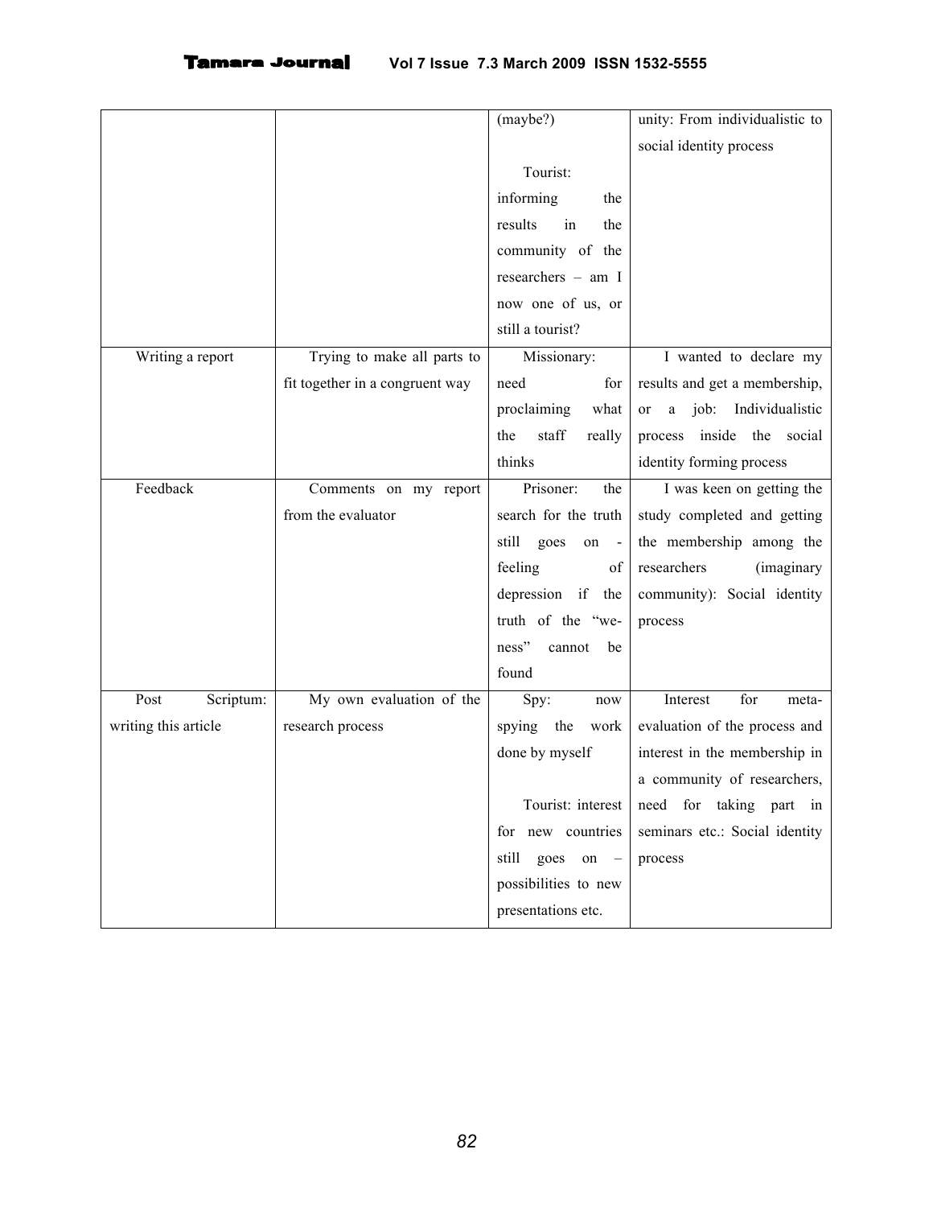| | | (maybe?)<br><br>Tourist: informing the results in the community of the researchers – am I now one of us, or still a tourist? | unity: From individualistic to social identity process |
|---|---|---|---|
| Writing a report | Trying to make all parts to fit together in a congruent way | Missionary: need for proclaiming what the staff really thinks | I wanted to declare my results and get a membership, or a job: Individualistic process inside the social identity forming process |
| Feedback | Comments on my report from the evaluator | Prisoner: the search for the truth still goes on - feeling of depression if the truth of the "we-ness" cannot be found | I was keen on getting the study completed and getting the membership among the researchers (imaginary community): Social identity process |
| Post Scriptum: writing this article | My own evaluation of the research process | Spy: now spying the work done by myself<br><br>Tourist: interest for new countries still goes on – possibilities to new presentations etc. | Interest for meta-evaluation of the process and interest in the membership in a community of researchers, need for taking part in seminars etc.: Social identity process |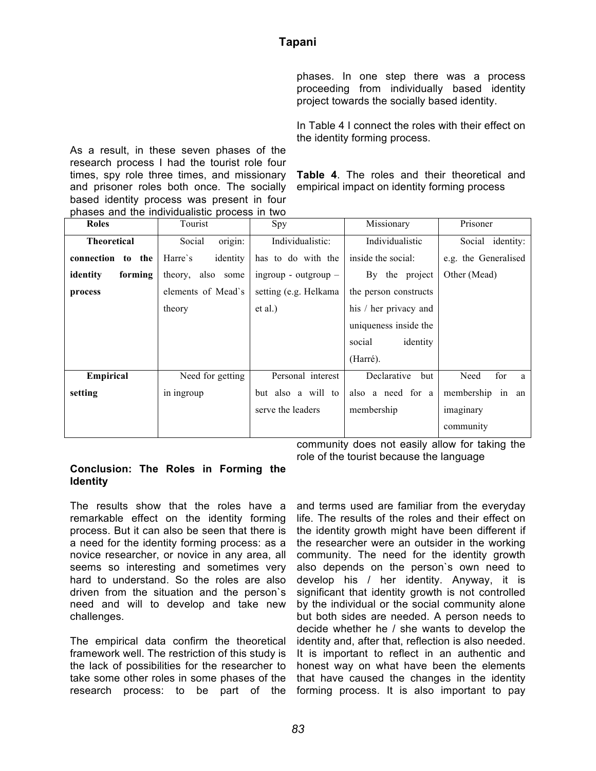As a result, in these seven phases of the research process I had the tourist role four times, spy role three times, and missionary and prisoner roles both once. The socially based identity process was present in four phases and the individualistic process in two phases. In one step there was a process proceeding from individually based identity project towards the socially based identity.

In Table 4 I connect the roles with their effect on the identity forming process.

**Table 4**. The roles and their theoretical and empirical impact on identity forming process

| Roles | Tourist | Spy | Missionary | Prisoner |
|---|---|---|---|---|
| **Theoretical connection to the identity forming process** | Social origin: Harre`s identity theory, also some elements of Mead`s theory | Individualistic: has to do with the ingroup - outgroup – setting (e.g. Helkama et al.) | Individualistic inside the social: By the project the person constructs his / her privacy and uniqueness inside the social identity (Harré). | Social identity: e.g. the Generalised Other (Mead) |
| **Empirical setting** | Need for getting in ingroup | Personal interest but also a will to serve the leaders | Declarative but also a need for a membership | Need for a membership in an imaginary community |

## Conclusion: The Roles in Forming the Identity

The results show that the roles have a remarkable effect on the identity forming process. But it can also be seen that there is a need for the identity forming process: as a novice researcher, or novice in any area, all seems so interesting and sometimes very hard to understand. So the roles are also driven from the situation and the person`s need and will to develop and take new challenges.

The empirical data confirm the theoretical framework well. The restriction of this study is the lack of possibilities for the researcher to take some other roles in some phases of the research process: to be part of the community does not easily allow for taking the role of the tourist because the language and terms used are familiar from the everyday life. The results of the roles and their effect on the identity growth might have been different if the researcher were an outsider in the working community. The need for the identity growth also depends on the person`s own need to develop his / her identity. Anyway, it is significant that identity growth is not controlled by the individual or the social community alone but both sides are needed. A person needs to decide whether he / she wants to develop the identity and, after that, reflection is also needed. It is important to reflect in an authentic and honest way on what have been the elements that have caused the changes in the identity forming process. It is also important to pay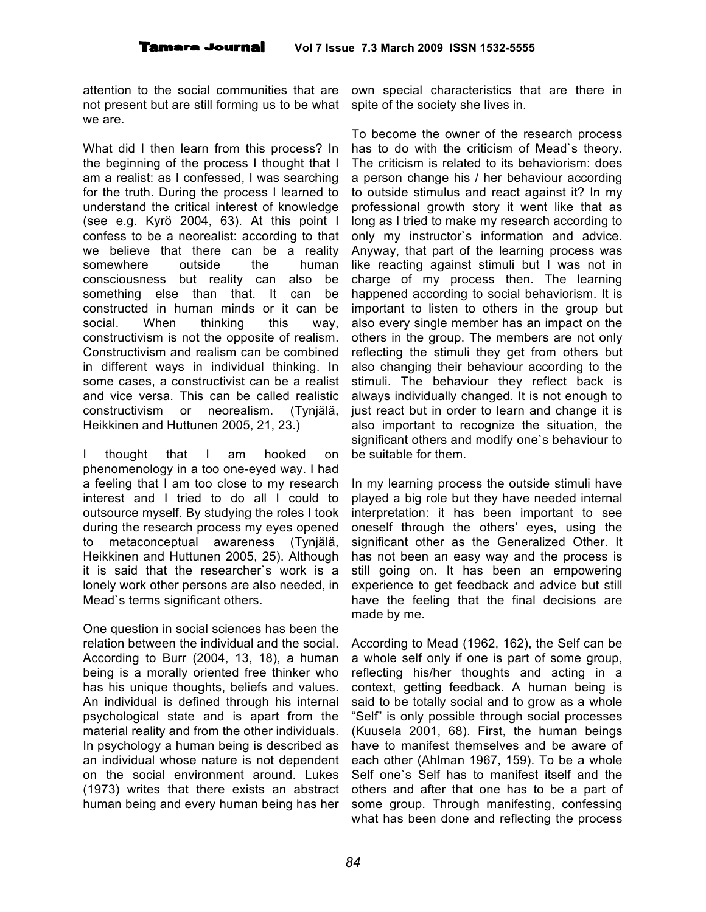attention to the social communities that are not present but are still forming us to be what we are.

What did I then learn from this process? In the beginning of the process I thought that I am a realist: as I confessed, I was searching for the truth. During the process I learned to understand the critical interest of knowledge (see e.g. Kyrö 2004, 63). At this point I confess to be a neorealist: according to that we believe that there can be a reality somewhere outside the human consciousness but reality can also be something else than that. It can be constructed in human minds or it can be social. When thinking this way, constructivism is not the opposite of realism. Constructivism and realism can be combined in different ways in individual thinking. In some cases, a constructivist can be a realist and vice versa. This can be called realistic constructivism or neorealism. (Tynjälä, Heikkinen and Huttunen 2005, 21, 23.)

I thought that I am hooked on phenomenology in a too one-eyed way. I had a feeling that I am too close to my research interest and I tried to do all I could to outsource myself. By studying the roles I took during the research process my eyes opened to metaconceptual awareness (Tynjälä, Heikkinen and Huttunen 2005, 25). Although it is said that the researcher`s work is a lonely work other persons are also needed, in Mead`s terms significant others.

One question in social sciences has been the relation between the individual and the social. According to Burr (2004, 13, 18), a human being is a morally oriented free thinker who has his unique thoughts, beliefs and values. An individual is defined through his internal psychological state and is apart from the material reality and from the other individuals. In psychology a human being is described as an individual whose nature is not dependent on the social environment around. Lukes (1973) writes that there exists an abstract human being and every human being has her own special characteristics that are there in spite of the society she lives in.

To become the owner of the research process has to do with the criticism of Mead`s theory. The criticism is related to its behaviorism: does a person change his / her behaviour according to outside stimulus and react against it? In my professional growth story it went like that as long as I tried to make my research according to only my instructor`s information and advice. Anyway, that part of the learning process was like reacting against stimuli but I was not in charge of my process then. The learning happened according to social behaviorism. It is important to listen to others in the group but also every single member has an impact on the others in the group. The members are not only reflecting the stimuli they get from others but also changing their behaviour according to the stimuli. The behaviour they reflect back is always individually changed. It is not enough to just react but in order to learn and change it is also important to recognize the situation, the significant others and modify one`s behaviour to be suitable for them.

In my learning process the outside stimuli have played a big role but they have needed internal interpretation: it has been important to see oneself through the others' eyes, using the significant other as the Generalized Other. It has not been an easy way and the process is still going on. It has been an empowering experience to get feedback and advice but still have the feeling that the final decisions are made by me.

According to Mead (1962, 162), the Self can be a whole self only if one is part of some group, reflecting his/her thoughts and acting in a context, getting feedback. A human being is said to be totally social and to grow as a whole "Self" is only possible through social processes (Kuusela 2001, 68). First, the human beings have to manifest themselves and be aware of each other (Ahlman 1967, 159). To be a whole Self one`s Self has to manifest itself and the others and after that one has to be a part of some group. Through manifesting, confessing what has been done and reflecting the process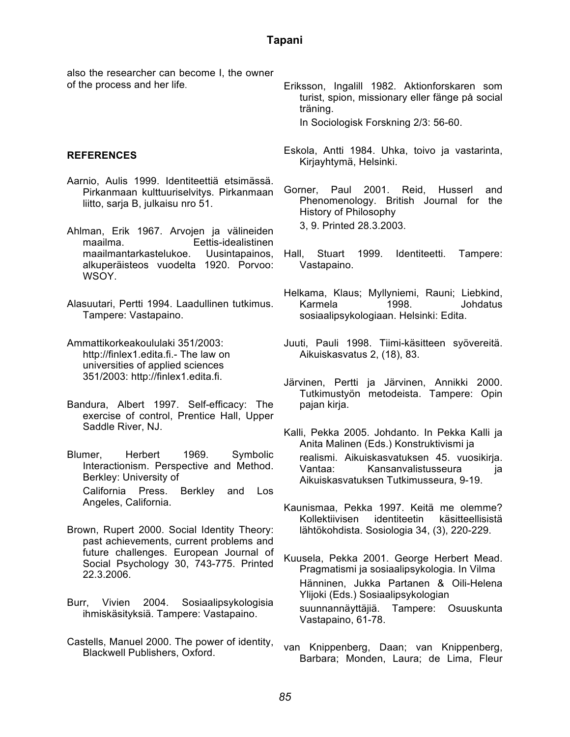also the researcher can become I, the owner of the process and her life.

## REFERENCES

Aarnio, Aulis 1999. Identiteettiä etsimässä. Pirkanmaan kulttuuriselvitys. Pirkanmaan liitto, sarja B, julkaisu nro 51.

Ahlman, Erik 1967. Arvojen ja välineiden maailma. Eettis-idealistinen maailmantarkastelukoe. Uusintapainos, alkuperäisteos vuodelta 1920. Porvoo: WSOY.

Alasuutari, Pertti 1994. Laadullinen tutkimus. Tampere: Vastapaino.

Ammattikorkeakoululaki 351/2003: http://finlex1.edita.fi.- The law on universities of applied sciences 351/2003: http://finlex1.edita.fi.

Bandura, Albert 1997. Self-efficacy: The exercise of control, Prentice Hall, Upper Saddle River, NJ.

Blumer, Herbert 1969. Symbolic Interactionism. Perspective and Method. Berkley: University of California Press. Berkley and Los Angeles, California.

Brown, Rupert 2000. Social Identity Theory: past achievements, current problems and future challenges. European Journal of Social Psychology 30, 743-775. Printed 22.3.2006.

Burr, Vivien 2004. Sosiaalipsykologisia ihmiskäsityksiä. Tampere: Vastapaino.

Castells, Manuel 2000. The power of identity, Blackwell Publishers, Oxford.

Eriksson, Ingalill 1982. Aktionforskaren som turist, spion, missionary eller fänge på social träning. In Sociologisk Forskning 2/3: 56-60.

Eskola, Antti 1984. Uhka, toivo ja vastarinta, Kirjayhtymä, Helsinki.

Gorner, Paul 2001. Reid, Husserl and Phenomenology. British Journal for the History of Philosophy 3, 9. Printed 28.3.2003.

Hall, Stuart 1999. Identiteetti. Tampere: Vastapaino.

Helkama, Klaus; Myllyniemi, Rauni; Liebkind, Karmela 1998. Johdatus sosiaalipsykologiaan. Helsinki: Edita.

Juuti, Pauli 1998. Tiimi-käsitteen syövereitä. Aikuiskasvatus 2, (18), 83.

Järvinen, Pertti ja Järvinen, Annikki 2000. Tutkimustyön metodeista. Tampere: Opin pajan kirja.

Kalli, Pekka 2005. Johdanto. In Pekka Kalli ja Anita Malinen (Eds.) Konstruktivismi ja realismi. Aikuiskasvatuksen 45. vuosikirja. Vantaa: Kansanvalistusseura ja Aikuiskasvatuksen Tutkimusseura, 9-19.

Kaunismaa, Pekka 1997. Keitä me olemme? Kollektiivisen identiteetin käsitteellisistä lähtökohdista. Sosiologia 34, (3), 220-229.

Kuusela, Pekka 2001. George Herbert Mead. Pragmatismi ja sosiaalipsykologia. In Vilma Hänninen, Jukka Partanen & Oili-Helena Ylijoki (Eds.) Sosiaalipsykologian suunnannäyttäjiä. Tampere: Osuuskunta Vastapaino, 61-78.

van Knippenberg, Daan; van Knippenberg, Barbara; Monden, Laura; de Lima, Fleur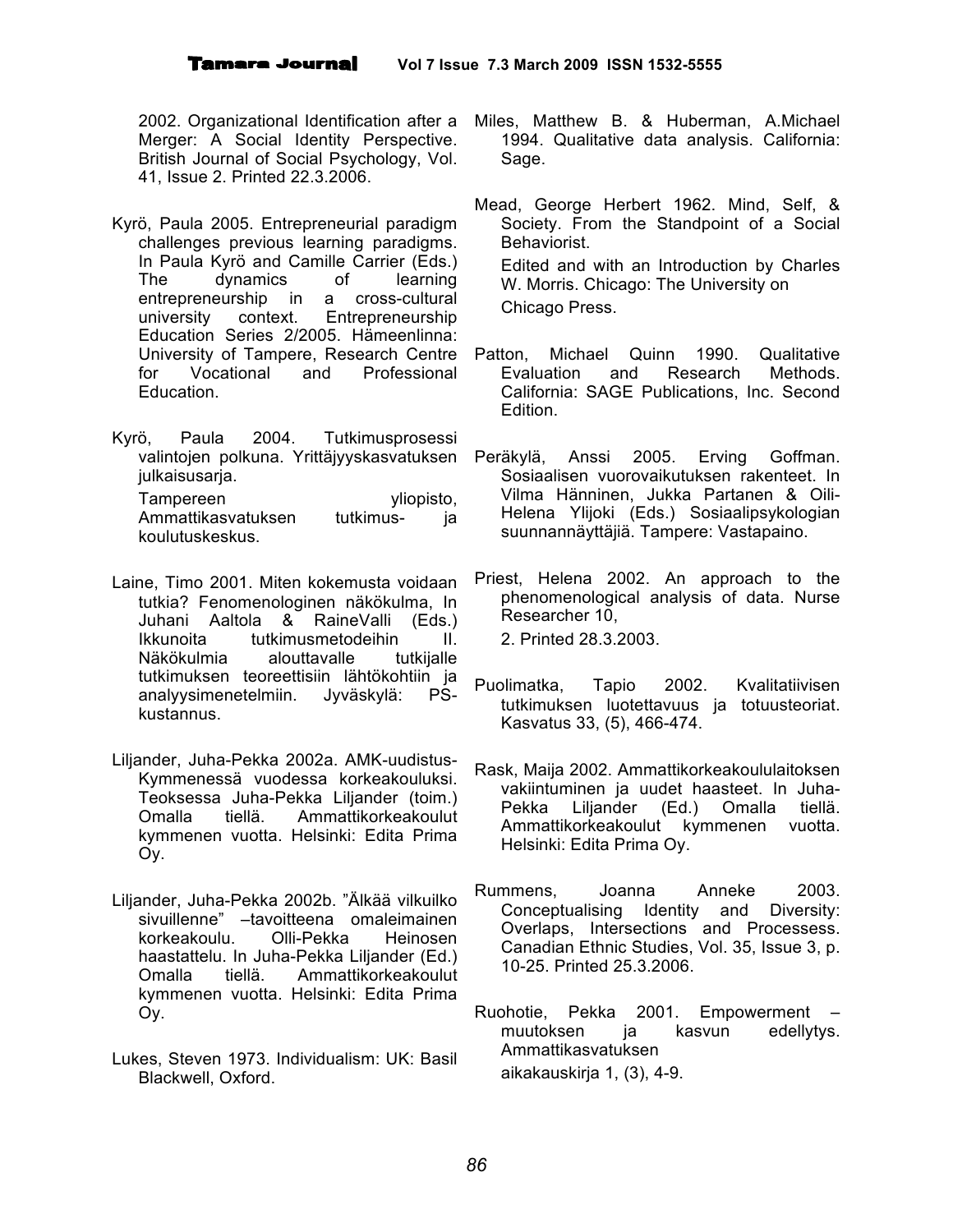2002. Organizational Identification after a Merger: A Social Identity Perspective. British Journal of Social Psychology, Vol. 41, Issue 2. Printed 22.3.2006.

Kyrö, Paula 2005. Entrepreneurial paradigm challenges previous learning paradigms. In Paula Kyrö and Camille Carrier (Eds.) The dynamics of learning entrepreneurship in a cross-cultural university context. Entrepreneurship Education Series 2/2005. Hämeenlinna: University of Tampere, Research Centre for Vocational and Professional Education.

Kyrö, Paula 2004. Tutkimusprosessi valintojen polkuna. Yrittäjyyskasvatuksen julkaisusarja.

Tampereen yliopisto, Ammattikasvatuksen tutkimus- ja koulutuskeskus.

Laine, Timo 2001. Miten kokemusta voidaan tutkia? Fenomenologinen näkökulma, In Juhani Aaltola & RaineValli (Eds.) Ikkunoita tutkimusmetodeihin II. Näkökulmia aloittavalle tutkijalle tutkimuksen teoreettisiin lähtökohtiin ja analyysimenetelmiin. Jyväskylä: PS-kustannus.

Liljander, Juha-Pekka 2002a. AMK-uudistus- Kymmenessä vuodessa korkeakouluksi. Teoksessa Juha-Pekka Liljander (toim.) Omalla tiellä. Ammattikorkeakoulut kymmenen vuotta. Helsinki: Edita Prima Oy.

Liljander, Juha-Pekka 2002b. ”Älkää vilkuilko sivuillenne” –tavoitteena omaleimainen korkeakoulu. Olli-Pekka Heinosen haastattelu. In Juha-Pekka Liljander (Ed.) Omalla tiellä. Ammattikorkeakoulut kymmenen vuotta. Helsinki: Edita Prima Oy.

Lukes, Steven 1973. Individualism: UK: Basil Blackwell, Oxford.

Miles, Matthew B. & Huberman, A.Michael 1994. Qualitative data analysis. California: Sage.

Mead, George Herbert 1962. Mind, Self, & Society. From the Standpoint of a Social Behaviorist.

Edited and with an Introduction by Charles W. Morris. Chicago: The University on Chicago Press.

Patton, Michael Quinn 1990. Qualitative Evaluation and Research Methods. California: SAGE Publications, Inc. Second Edition.

Peräkylä, Anssi 2005. Erving Goffman. Sosiaalisen vuorovaikutuksen rakenteet. In Vilma Hänninen, Jukka Partanen & Oili-Helena Ylijoki (Eds.) Sosiaalipsykologian suunnannäyttäjiä. Tampere: Vastapaino.

Priest, Helena 2002. An approach to the phenomenological analysis of data. Nurse Researcher 10,

2. Printed 28.3.2003.

Puolimatka, Tapio 2002. Kvalitatiivisen tutkimuksen luotettavuus ja totuusteoriat. Kasvatus 33, (5), 466-474.

Rask, Maija 2002. Ammattikorkeakoululaitoksen vakiintuminen ja uudet haasteet. In Juha-Pekka Liljander (Ed.) Omalla tiellä. Ammattikorkeakoulut kymmenen vuotta. Helsinki: Edita Prima Oy.

Rummens, Joanna Anneke 2003. Conceptualising Identity and Diversity: Overlaps, Intersections and Processess. Canadian Ethnic Studies, Vol. 35, Issue 3, p. 10-25. Printed 25.3.2006.

Ruohotie, Pekka 2001. Empowerment – muutoksen ja kasvun edellytys. Ammattikasvatuksen

aikakauskirja 1, (3), 4-9.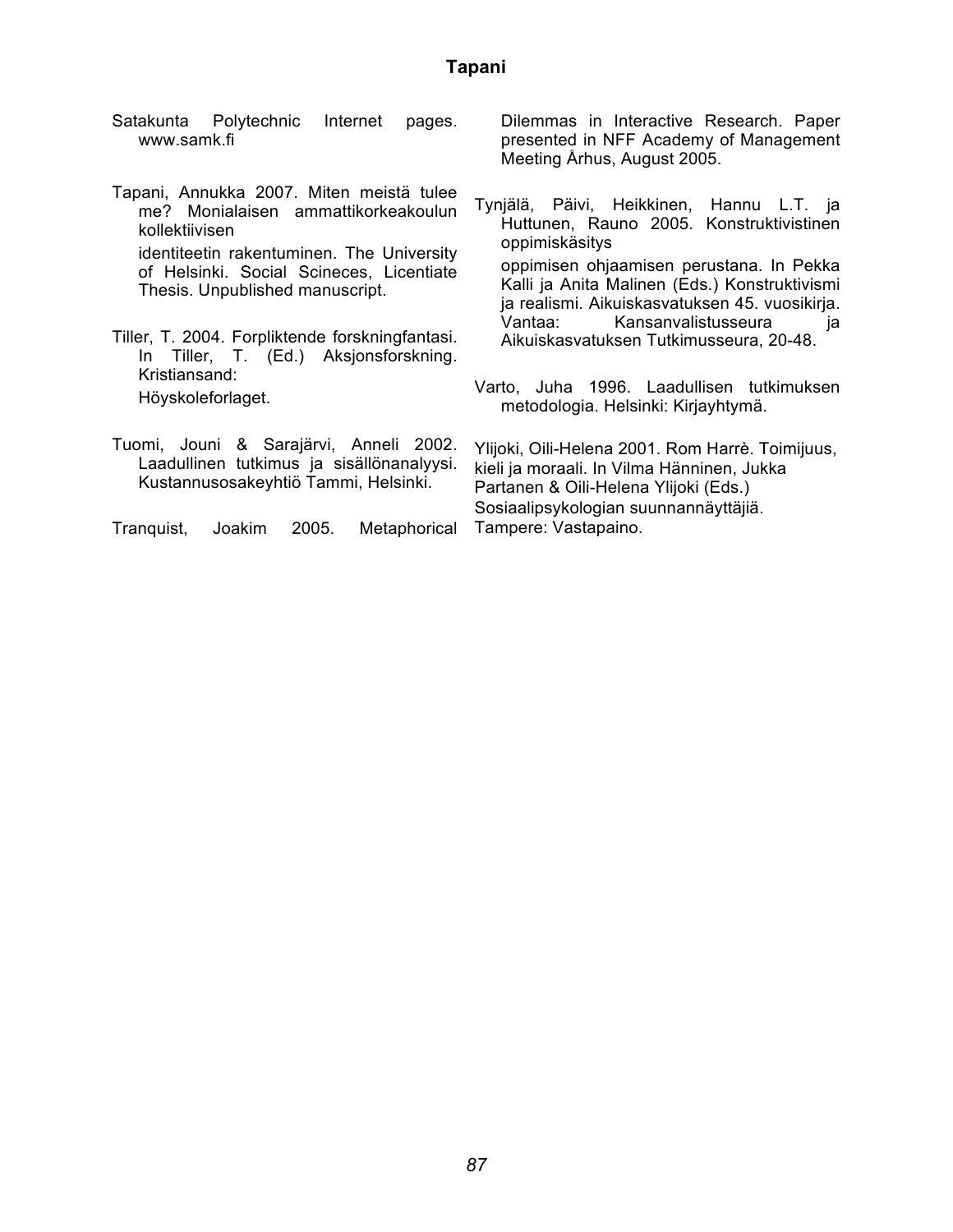Satakunta Polytechnic Internet pages. www.samk.fi

Tapani, Annukka 2007. Miten meistä tulee me? Monialaisen ammattikorkeakoulun kollektiivisen identiteetin rakentuminen. The University of Helsinki. Social Scineces, Licentiate Thesis. Unpublished manuscript.

Tiller, T. 2004. Forpliktende forskningfantasi. In Tiller, T. (Ed.) Aksjonsforskning. Kristiansand: Höyskoleforlaget.

Tuomi, Jouni & Sarajärvi, Anneli 2002. Laadullinen tutkimus ja sisällönanalyysi. Kustannusosakeyhtiö Tammi, Helsinki.

Tranquist, Joakim 2005. Metaphorical Dilemmas in Interactive Research. Paper presented in NFF Academy of Management Meeting Århus, August 2005.

Tynjälä, Päivi, Heikkinen, Hannu L.T. ja Huttunen, Rauno 2005. Konstruktivistinen oppimiskäsitys oppimisen ohjaamisen perustana. In Pekka Kalli ja Anita Malinen (Eds.) Konstruktivismi ja realismi. Aikuiskasvatuksen 45. vuosikirja. Vantaa: Kansanvalistusseura ja Aikuiskasvatuksen Tutkimusseura, 20-48.

Varto, Juha 1996. Laadullisen tutkimuksen metodologia. Helsinki: Kirjayhtymä.

Ylijoki, Oili-Helena 2001. Rom Harrè. Toimijuus, kieli ja moraali. In Vilma Hänninen, Jukka Partanen & Oili-Helena Ylijoki (Eds.) Sosiaalipsykologian suunnannäyttäjiä. Tampere: Vastapaino.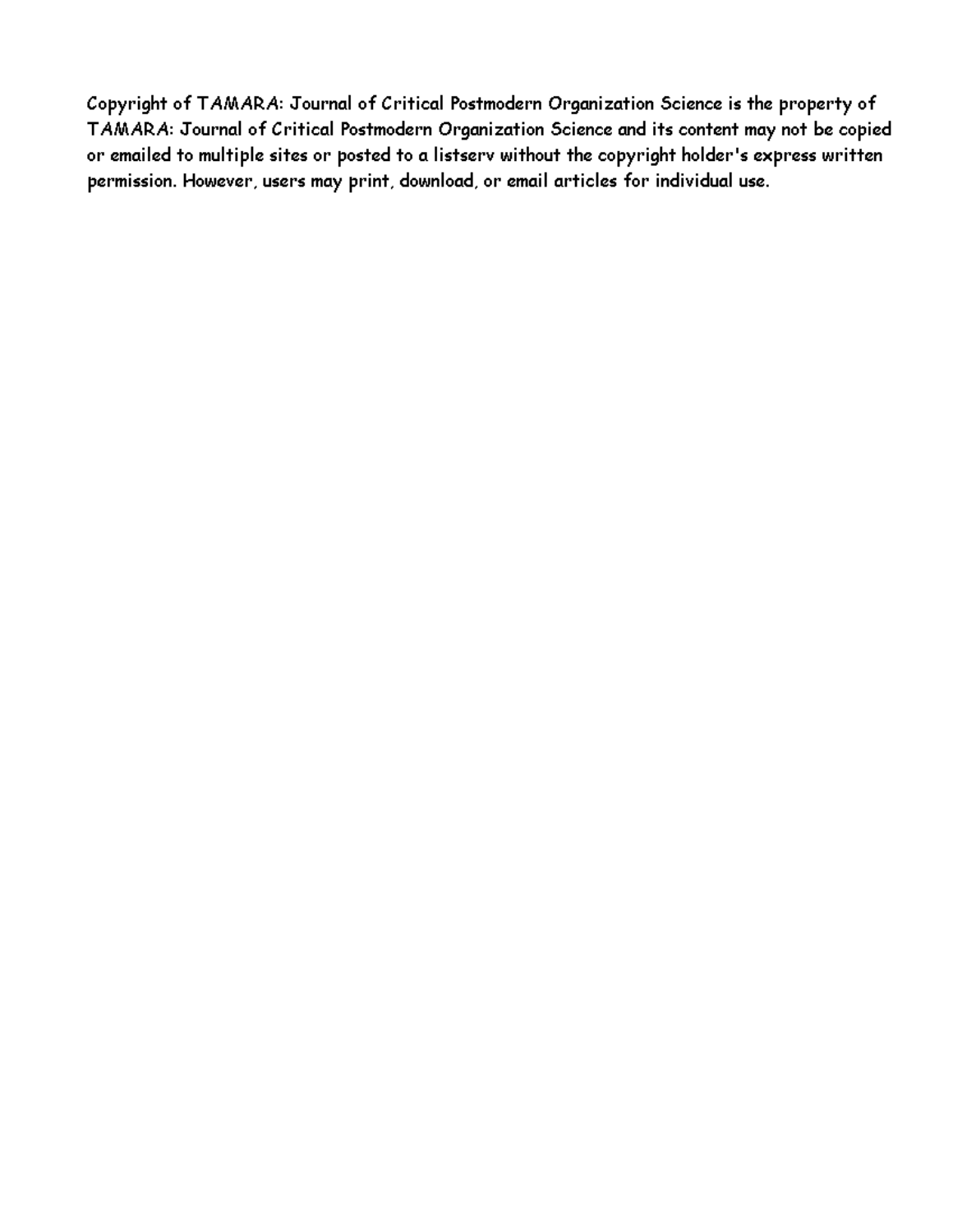Copyright of TAMARA: Journal of Critical Postmodern Organization Science is the property of TAMARA: Journal of Critical Postmodern Organization Science and its content may not be copied or emailed to multiple sites or posted to a listserv without the copyright holder's express written permission. However, users may print, download, or email articles for individual use.